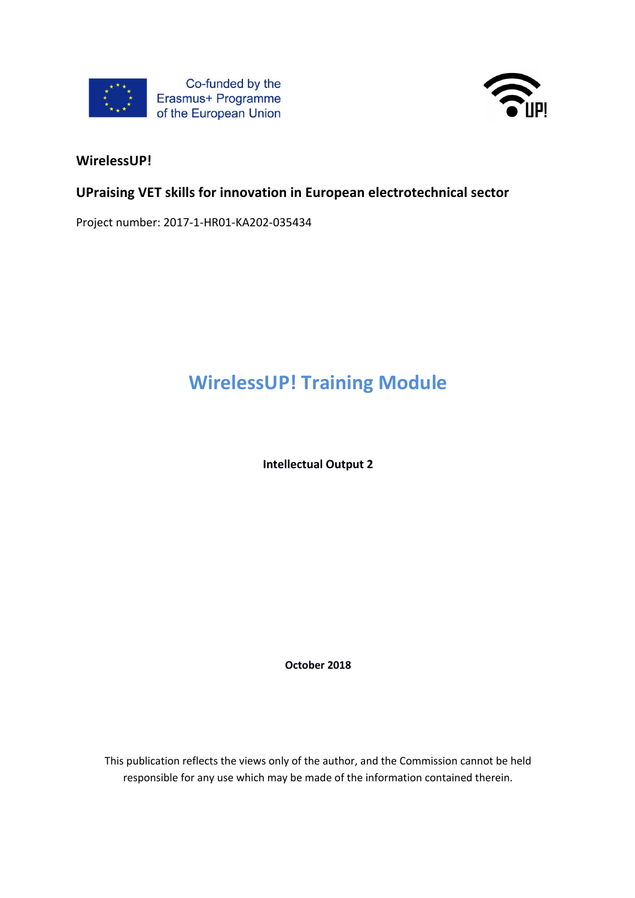Co-funded by the Erasmus+ Programme of the European Union

**WirelessUP!**

**UPraising VET skills for innovation in European electrotechnical sector**

Project number: 2017-1-HR01-KA202-035434

# WirelessUP! Training Module

**Intellectual Output 2**

**October 2018**

This publication reflects the views only of the author, and the Commission cannot be held responsible for any use which may be made of the information contained therein.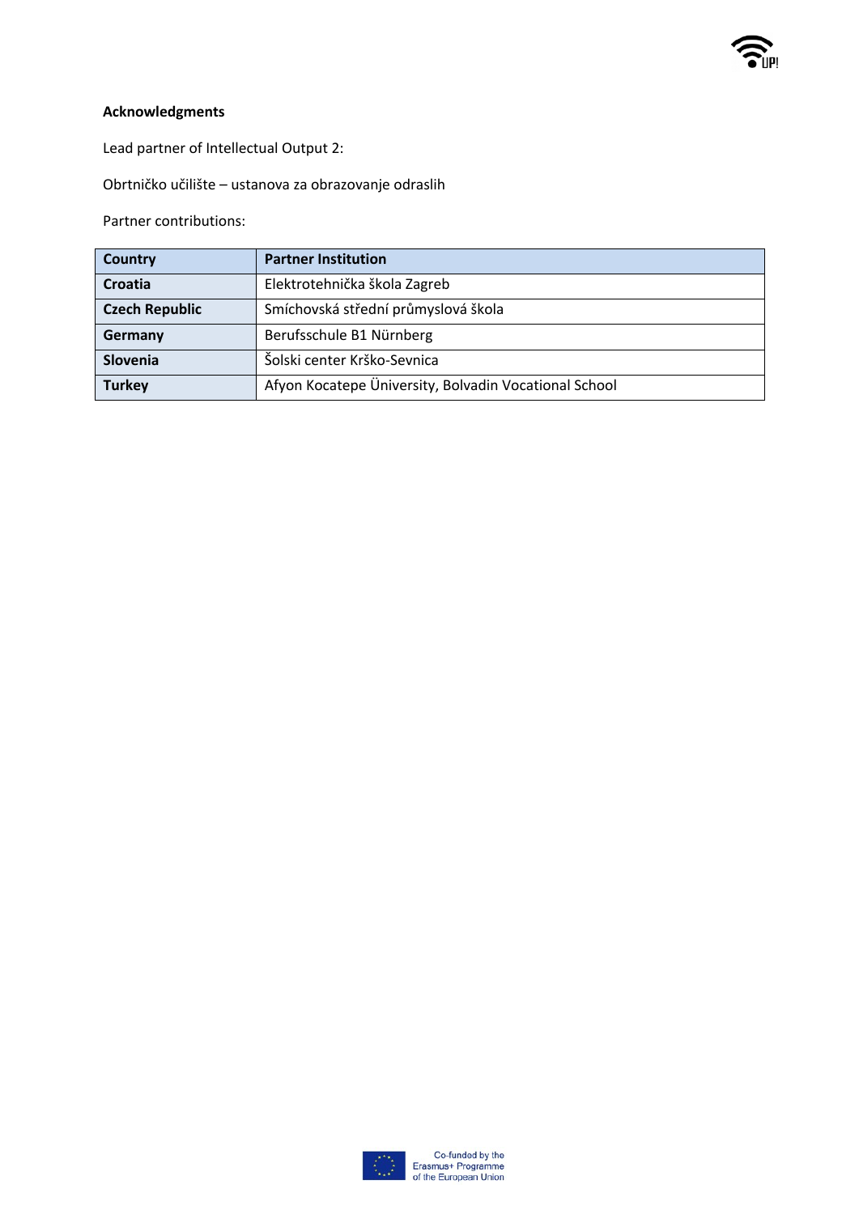**Acknowledgments**

Lead partner of Intellectual Output 2:

Obrtničko učilište – ustanova za obrazovanje odraslih

Partner contributions:

| Country | Partner Institution |
| --- | --- |
| **Croatia** | Elektrotehnička škola Zagreb |
| **Czech Republic** | Smíchovská střední průmyslová škola |
| **Germany** | Berufsschule B1 Nürnberg |
| **Slovenia** | Šolski center Krško-Sevnica |
| **Turkey** | Afyon Kocatepe Üniversity, Bolvadin Vocational School |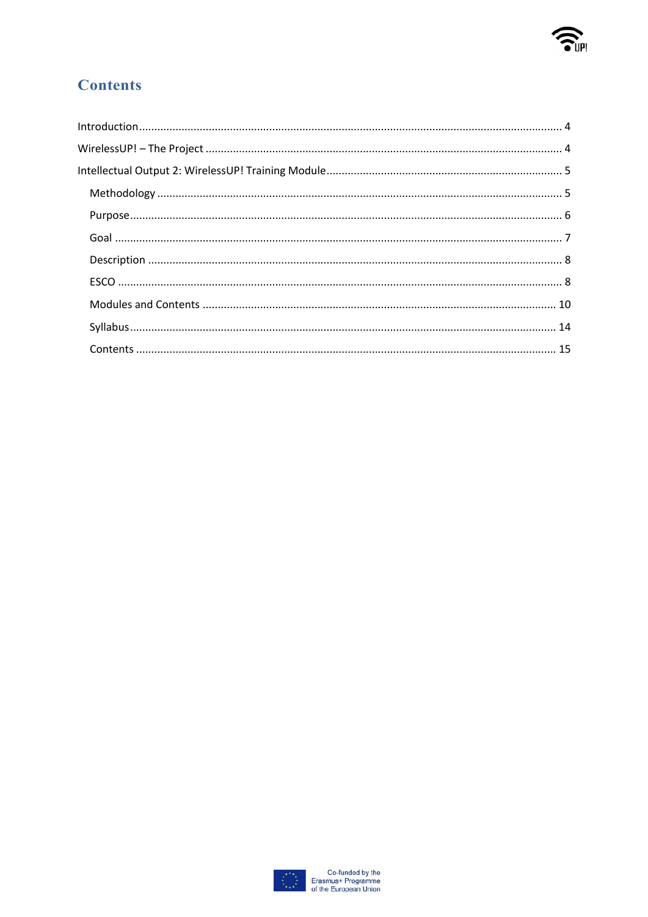# Contents

Introduction ........................................................................................................................ 4

WirelessUP! – The Project ................................................................................................... 4

Intellectual Output 2: WirelessUP! Training Module ........................................................... 5

- Methodology ................................................................................................................. 5
- Purpose ......................................................................................................................... 6
- Goal .............................................................................................................................. 7
- Description .................................................................................................................... 8
- ESCO ............................................................................................................................ 8
- Modules and Contents ................................................................................................. 10
- Syllabus ....................................................................................................................... 14
- Contents ...................................................................................................................... 15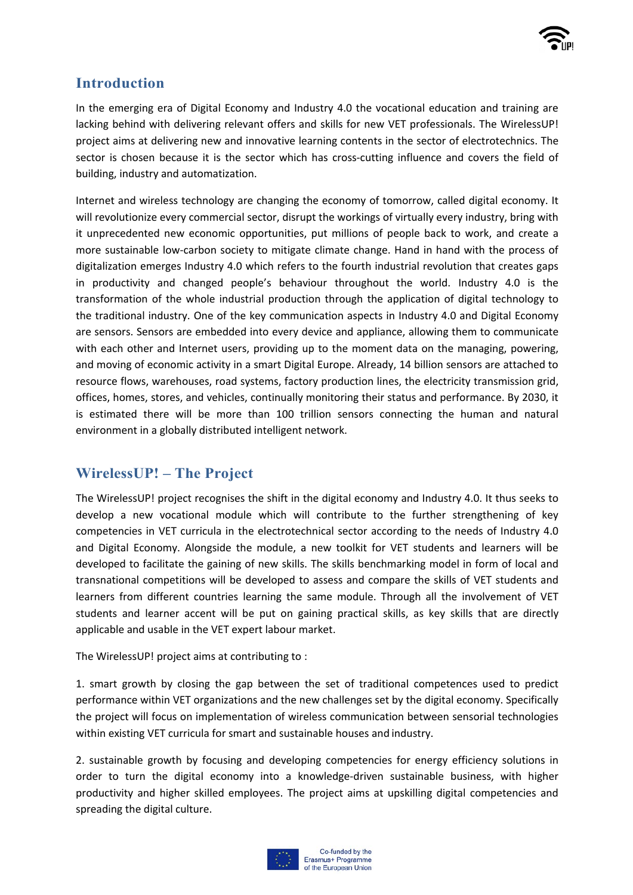## Introduction

In the emerging era of Digital Economy and Industry 4.0 the vocational education and training are lacking behind with delivering relevant offers and skills for new VET professionals. The WirelessUP! project aims at delivering new and innovative learning contents in the sector of electrotechnics. The sector is chosen because it is the sector which has cross-cutting influence and covers the field of building, industry and automatization.

Internet and wireless technology are changing the economy of tomorrow, called digital economy. It will revolutionize every commercial sector, disrupt the workings of virtually every industry, bring with it unprecedented new economic opportunities, put millions of people back to work, and create a more sustainable low-carbon society to mitigate climate change. Hand in hand with the process of digitalization emerges Industry 4.0 which refers to the fourth industrial revolution that creates gaps in productivity and changed people's behaviour throughout the world. Industry 4.0 is the transformation of the whole industrial production through the application of digital technology to the traditional industry. One of the key communication aspects in Industry 4.0 and Digital Economy are sensors. Sensors are embedded into every device and appliance, allowing them to communicate with each other and Internet users, providing up to the moment data on the managing, powering, and moving of economic activity in a smart Digital Europe. Already, 14 billion sensors are attached to resource flows, warehouses, road systems, factory production lines, the electricity transmission grid, offices, homes, stores, and vehicles, continually monitoring their status and performance. By 2030, it is estimated there will be more than 100 trillion sensors connecting the human and natural environment in a globally distributed intelligent network.

## WirelessUP! – The Project

The WirelessUP! project recognises the shift in the digital economy and Industry 4.0. It thus seeks to develop a new vocational module which will contribute to the further strengthening of key competencies in VET curricula in the electrotechnical sector according to the needs of Industry 4.0 and Digital Economy. Alongside the module, a new toolkit for VET students and learners will be developed to facilitate the gaining of new skills. The skills benchmarking model in form of local and transnational competitions will be developed to assess and compare the skills of VET students and learners from different countries learning the same module. Through all the involvement of VET students and learner accent will be put on gaining practical skills, as key skills that are directly applicable and usable in the VET expert labour market.

The WirelessUP! project aims at contributing to :

1. smart growth by closing the gap between the set of traditional competences used to predict performance within VET organizations and the new challenges set by the digital economy. Specifically the project will focus on implementation of wireless communication between sensorial technologies within existing VET curricula for smart and sustainable houses and industry.

2. sustainable growth by focusing and developing competencies for energy efficiency solutions in order to turn the digital economy into a knowledge-driven sustainable business, with higher productivity and higher skilled employees. The project aims at upskilling digital competencies and spreading the digital culture.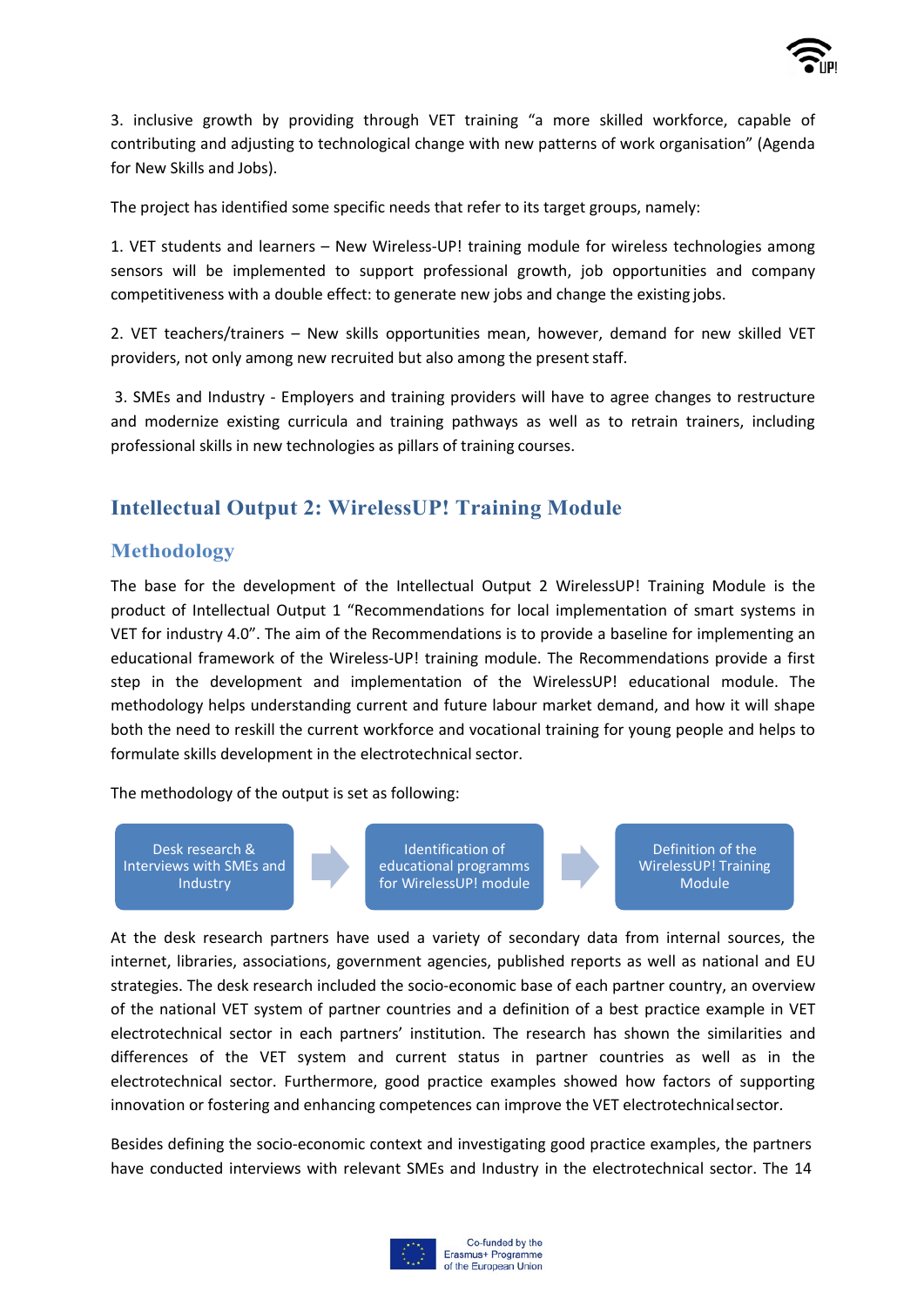3. inclusive growth by providing through VET training "a more skilled workforce, capable of contributing and adjusting to technological change with new patterns of work organisation" (Agenda for New Skills and Jobs).

The project has identified some specific needs that refer to its target groups, namely:

1. VET students and learners – New Wireless-UP! training module for wireless technologies among sensors will be implemented to support professional growth, job opportunities and company competitiveness with a double effect: to generate new jobs and change the existing jobs.

2. VET teachers/trainers – New skills opportunities mean, however, demand for new skilled VET providers, not only among new recruited but also among the present staff.

3. SMEs and Industry - Employers and training providers will have to agree changes to restructure and modernize existing curricula and training pathways as well as to retrain trainers, including professional skills in new technologies as pillars of training courses.

## Intellectual Output 2: WirelessUP! Training Module

### Methodology

The base for the development of the Intellectual Output 2 WirelessUP! Training Module is the product of Intellectual Output 1 "Recommendations for local implementation of smart systems in VET for industry 4.0". The aim of the Recommendations is to provide a baseline for implementing an educational framework of the Wireless-UP! training module. The Recommendations provide a first step in the development and implementation of the WirelessUP! educational module. The methodology helps understanding current and future labour market demand, and how it will shape both the need to reskill the current workforce and vocational training for young people and helps to formulate skills development in the electrotechnical sector.

The methodology of the output is set as following:

Desk research & Interviews with SMEs and Industry → Identification of educational programms for WirelessUP! module → Definition of the WirelessUP! Training Module

At the desk research partners have used a variety of secondary data from internal sources, the internet, libraries, associations, government agencies, published reports as well as national and EU strategies. The desk research included the socio-economic base of each partner country, an overview of the national VET system of partner countries and a definition of a best practice example in VET electrotechnical sector in each partners' institution. The research has shown the similarities and differences of the VET system and current status in partner countries as well as in the electrotechnical sector. Furthermore, good practice examples showed how factors of supporting innovation or fostering and enhancing competences can improve the VET electrotechnical sector.

Besides defining the socio-economic context and investigating good practice examples, the partners have conducted interviews with relevant SMEs and Industry in the electrotechnical sector. The 14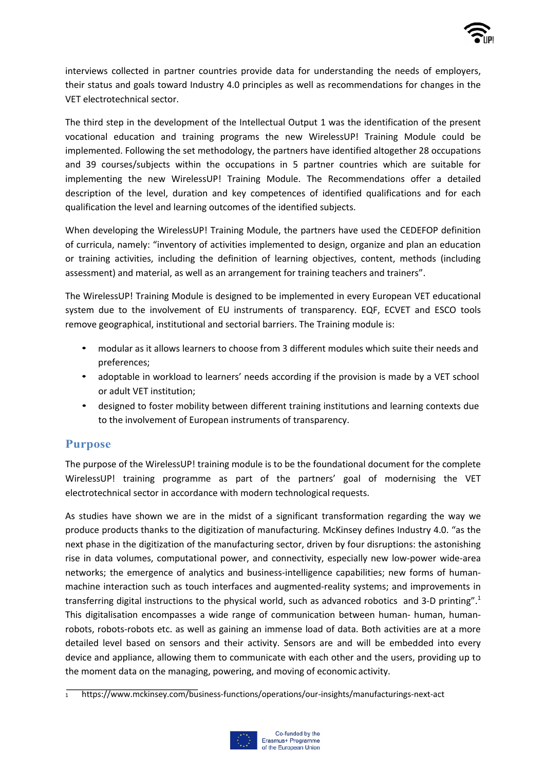interviews collected in partner countries provide data for understanding the needs of employers, their status and goals toward Industry 4.0 principles as well as recommendations for changes in the VET electrotechnical sector.

The third step in the development of the Intellectual Output 1 was the identification of the present vocational education and training programs the new WirelessUP! Training Module could be implemented. Following the set methodology, the partners have identified altogether 28 occupations and 39 courses/subjects within the occupations in 5 partner countries which are suitable for implementing the new WirelessUP! Training Module. The Recommendations offer a detailed description of the level, duration and key competences of identified qualifications and for each qualification the level and learning outcomes of the identified subjects.

When developing the WirelessUP! Training Module, the partners have used the CEDEFOP definition of curricula, namely: "inventory of activities implemented to design, organize and plan an education or training activities, including the definition of learning objectives, content, methods (including assessment) and material, as well as an arrangement for training teachers and trainers".

The WirelessUP! Training Module is designed to be implemented in every European VET educational system due to the involvement of EU instruments of transparency. EQF, ECVET and ESCO tools remove geographical, institutional and sectorial barriers. The Training module is:

- modular as it allows learners to choose from 3 different modules which suite their needs and preferences;
- adoptable in workload to learners' needs according if the provision is made by a VET school or adult VET institution;
- designed to foster mobility between different training institutions and learning contexts due to the involvement of European instruments of transparency.

## Purpose

The purpose of the WirelessUP! training module is to be the foundational document for the complete WirelessUP! training programme as part of the partners' goal of modernising the VET electrotechnical sector in accordance with modern technological requests.

As studies have shown we are in the midst of a significant transformation regarding the way we produce products thanks to the digitization of manufacturing. McKinsey defines Industry 4.0. "as the next phase in the digitization of the manufacturing sector, driven by four disruptions: the astonishing rise in data volumes, computational power, and connectivity, especially new low-power wide-area networks; the emergence of analytics and business-intelligence capabilities; new forms of human-machine interaction such as touch interfaces and augmented-reality systems; and improvements in transferring digital instructions to the physical world, such as advanced robotics and 3-D printing".[1] This digitalisation encompasses a wide range of communication between human- human, human-robots, robots-robots etc. as well as gaining an immense load of data. Both activities are at a more detailed level based on sensors and their activity. Sensors are and will be embedded into every device and appliance, allowing them to communicate with each other and the users, providing up to the moment data on the managing, powering, and moving of economic activity.

[1] https://www.mckinsey.com/business-functions/operations/our-insights/manufacturings-next-act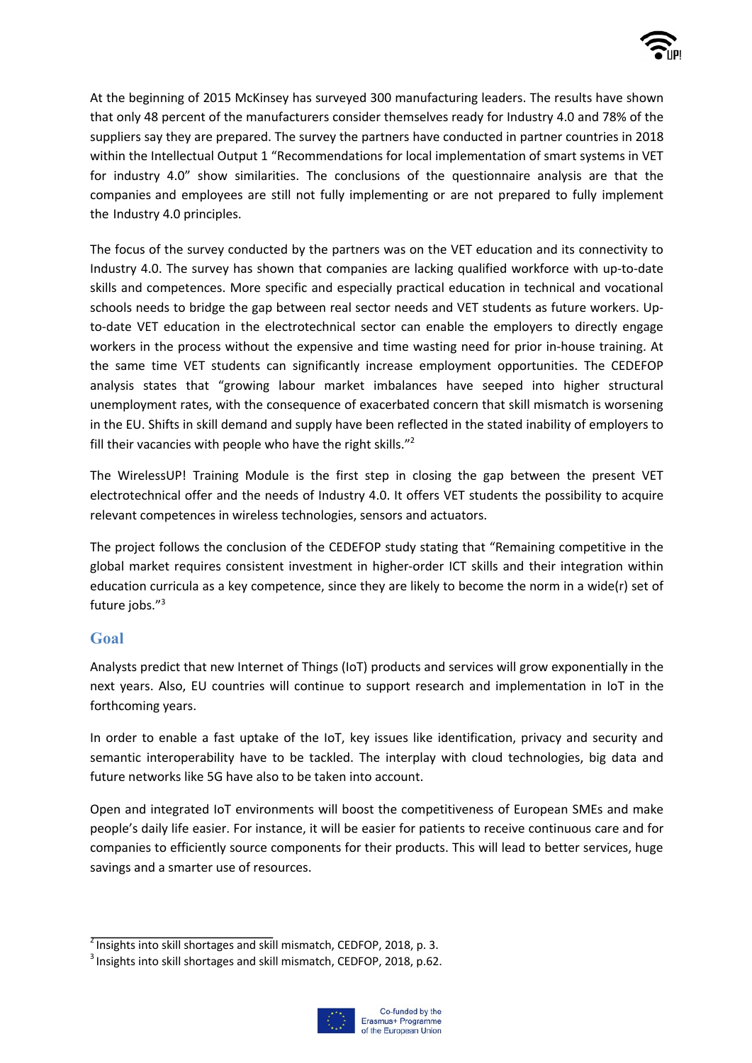At the beginning of 2015 McKinsey has surveyed 300 manufacturing leaders. The results have shown that only 48 percent of the manufacturers consider themselves ready for Industry 4.0 and 78% of the suppliers say they are prepared. The survey the partners have conducted in partner countries in 2018 within the Intellectual Output 1 "Recommendations for local implementation of smart systems in VET for industry 4.0" show similarities. The conclusions of the questionnaire analysis are that the companies and employees are still not fully implementing or are not prepared to fully implement the Industry 4.0 principles.

The focus of the survey conducted by the partners was on the VET education and its connectivity to Industry 4.0. The survey has shown that companies are lacking qualified workforce with up-to-date skills and competences. More specific and especially practical education in technical and vocational schools needs to bridge the gap between real sector needs and VET students as future workers. Up-to-date VET education in the electrotechnical sector can enable the employers to directly engage workers in the process without the expensive and time wasting need for prior in-house training. At the same time VET students can significantly increase employment opportunities. The CEDEFOP analysis states that "growing labour market imbalances have seeped into higher structural unemployment rates, with the consequence of exacerbated concern that skill mismatch is worsening in the EU. Shifts in skill demand and supply have been reflected in the stated inability of employers to fill their vacancies with people who have the right skills."[2]

The WirelessUP! Training Module is the first step in closing the gap between the present VET electrotechnical offer and the needs of Industry 4.0. It offers VET students the possibility to acquire relevant competences in wireless technologies, sensors and actuators.

The project follows the conclusion of the CEDEFOP study stating that "Remaining competitive in the global market requires consistent investment in higher-order ICT skills and their integration within education curricula as a key competence, since they are likely to become the norm in a wide(r) set of future jobs."[3]

## Goal

Analysts predict that new Internet of Things (IoT) products and services will grow exponentially in the next years. Also, EU countries will continue to support research and implementation in IoT in the forthcoming years.

In order to enable a fast uptake of the IoT, key issues like identification, privacy and security and semantic interoperability have to be tackled. The interplay with cloud technologies, big data and future networks like 5G have also to be taken into account.

Open and integrated IoT environments will boost the competitiveness of European SMEs and make people's daily life easier. For instance, it will be easier for patients to receive continuous care and for companies to efficiently source components for their products. This will lead to better services, huge savings and a smarter use of resources.

[2] Insights into skill shortages and skill mismatch, CEDFOP, 2018, p. 3.

[3] Insights into skill shortages and skill mismatch, CEDFOP, 2018, p.62.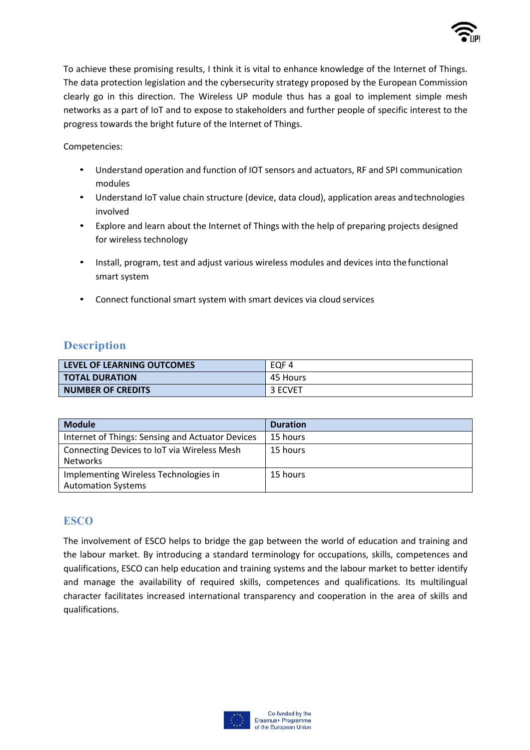To achieve these promising results, I think it is vital to enhance knowledge of the Internet of Things. The data protection legislation and the cybersecurity strategy proposed by the European Commission clearly go in this direction. The Wireless UP module thus has a goal to implement simple mesh networks as a part of IoT and to expose to stakeholders and further people of specific interest to the progress towards the bright future of the Internet of Things.

Competencies:

- Understand operation and function of IOT sensors and actuators, RF and SPI communication modules
- Understand IoT value chain structure (device, data cloud), application areas and technologies involved
- Explore and learn about the Internet of Things with the help of preparing projects designed for wireless technology
- Install, program, test and adjust various wireless modules and devices into the functional smart system
- Connect functional smart system with smart devices via cloud services

## Description

| | |
|---|---|
| **LEVEL OF LEARNING OUTCOMES** | EQF 4 |
| **TOTAL DURATION** | 45 Hours |
| **NUMBER OF CREDITS** | 3 ECVET |

| Module | Duration |
|---|---|
| Internet of Things: Sensing and Actuator Devices | 15 hours |
| Connecting Devices to IoT via Wireless Mesh Networks | 15 hours |
| Implementing Wireless Technologies in Automation Systems | 15 hours |

## ESCO

The involvement of ESCO helps to bridge the gap between the world of education and training and the labour market. By introducing a standard terminology for occupations, skills, competences and qualifications, ESCO can help education and training systems and the labour market to better identify and manage the availability of required skills, competences and qualifications. Its multilingual character facilitates increased international transparency and cooperation in the area of skills and qualifications.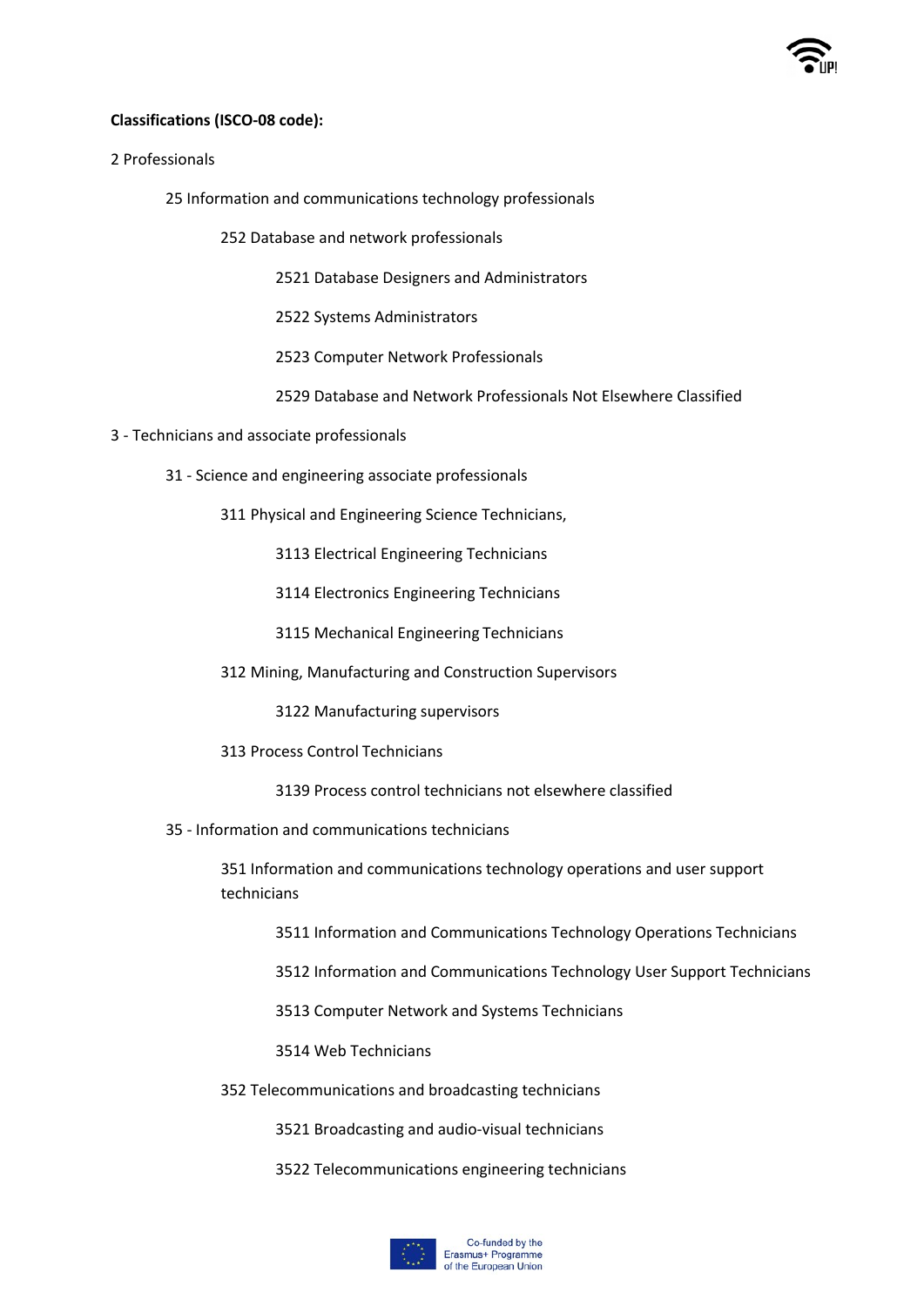**Classifications (ISCO-08 code):**

- 2 Professionals
  - 25 Information and communications technology professionals
    - 252 Database and network professionals
      - 2521 Database Designers and Administrators
      - 2522 Systems Administrators
      - 2523 Computer Network Professionals
      - 2529 Database and Network Professionals Not Elsewhere Classified
- 3 - Technicians and associate professionals
  - 31 - Science and engineering associate professionals
    - 311 Physical and Engineering Science Technicians,
      - 3113 Electrical Engineering Technicians
      - 3114 Electronics Engineering Technicians
      - 3115 Mechanical Engineering Technicians
    - 312 Mining, Manufacturing and Construction Supervisors
      - 3122 Manufacturing supervisors
    - 313 Process Control Technicians
      - 3139 Process control technicians not elsewhere classified
  - 35 - Information and communications technicians
    - 351 Information and communications technology operations and user support technicians
      - 3511 Information and Communications Technology Operations Technicians
      - 3512 Information and Communications Technology User Support Technicians
      - 3513 Computer Network and Systems Technicians
      - 3514 Web Technicians
    - 352 Telecommunications and broadcasting technicians
      - 3521 Broadcasting and audio-visual technicians
      - 3522 Telecommunications engineering technicians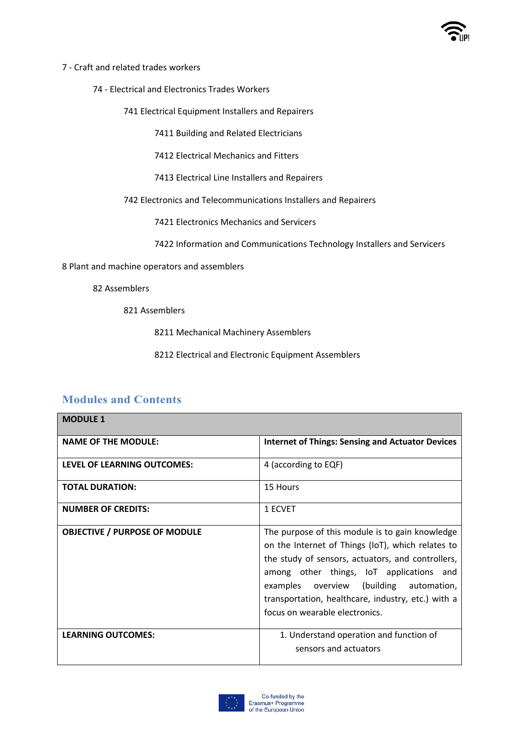7 - Craft and related trades workers

- 74 - Electrical and Electronics Trades Workers
  - 741 Electrical Equipment Installers and Repairers
    - 7411 Building and Related Electricians
    - 7412 Electrical Mechanics and Fitters
    - 7413 Electrical Line Installers and Repairers
  - 742 Electronics and Telecommunications Installers and Repairers
    - 7421 Electronics Mechanics and Servicers
    - 7422 Information and Communications Technology Installers and Servicers

8 Plant and machine operators and assemblers

- 82 Assemblers
  - 821 Assemblers
    - 8211 Mechanical Machinery Assemblers
    - 8212 Electrical and Electronic Equipment Assemblers

## Modules and Contents

| **MODULE 1** | |
|---|---|
| **NAME OF THE MODULE:** | **Internet of Things: Sensing and Actuator Devices** |
| **LEVEL OF LEARNING OUTCOMES:** | 4 (according to EQF) |
| **TOTAL DURATION:** | 15 Hours |
| **NUMBER OF CREDITS:** | 1 ECVET |
| **OBJECTIVE / PURPOSE OF MODULE** | The purpose of this module is to gain knowledge on the Internet of Things (IoT), which relates to the study of sensors, actuators, and controllers, among other things, IoT applications and examples overview (building automation, transportation, healthcare, industry, etc.) with a focus on wearable electronics. |
| **LEARNING OUTCOMES:** | 1. Understand operation and function of sensors and actuators |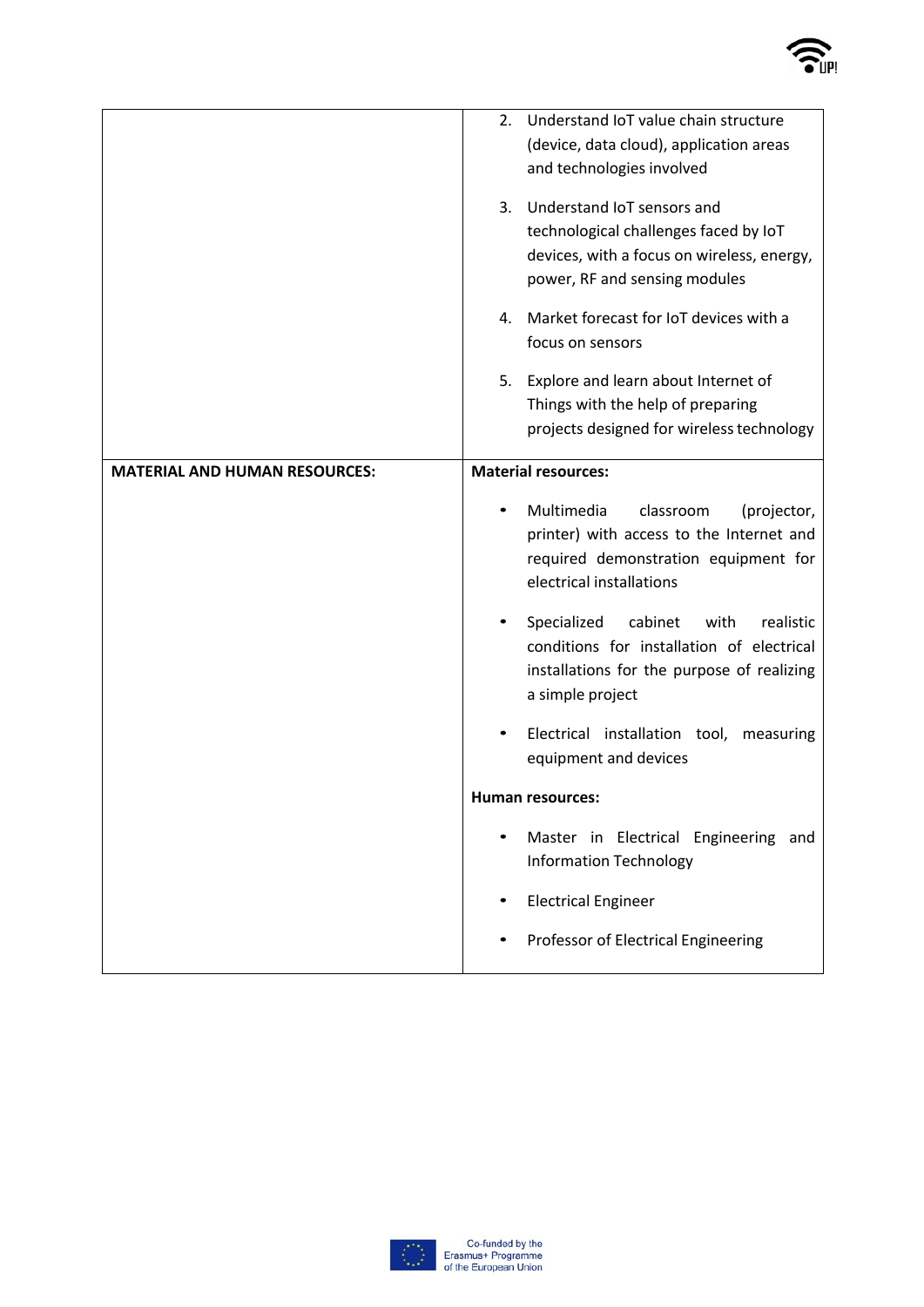| | |
|---|---|
| | 2. Understand IoT value chain structure (device, data cloud), application areas and technologies involved<br><br>3. Understand IoT sensors and technological challenges faced by IoT devices, with a focus on wireless, energy, power, RF and sensing modules<br><br>4. Market forecast for IoT devices with a focus on sensors<br><br>5. Explore and learn about Internet of Things with the help of preparing projects designed for wireless technology |
| **MATERIAL AND HUMAN RESOURCES:** | **Material resources:**<br><br>• Multimedia classroom (projector, printer) with access to the Internet and required demonstration equipment for electrical installations<br><br>• Specialized cabinet with realistic conditions for installation of electrical installations for the purpose of realizing a simple project<br><br>• Electrical installation tool, measuring equipment and devices<br><br>**Human resources:**<br><br>• Master in Electrical Engineering and Information Technology<br><br>• Electrical Engineer<br><br>• Professor of Electrical Engineering |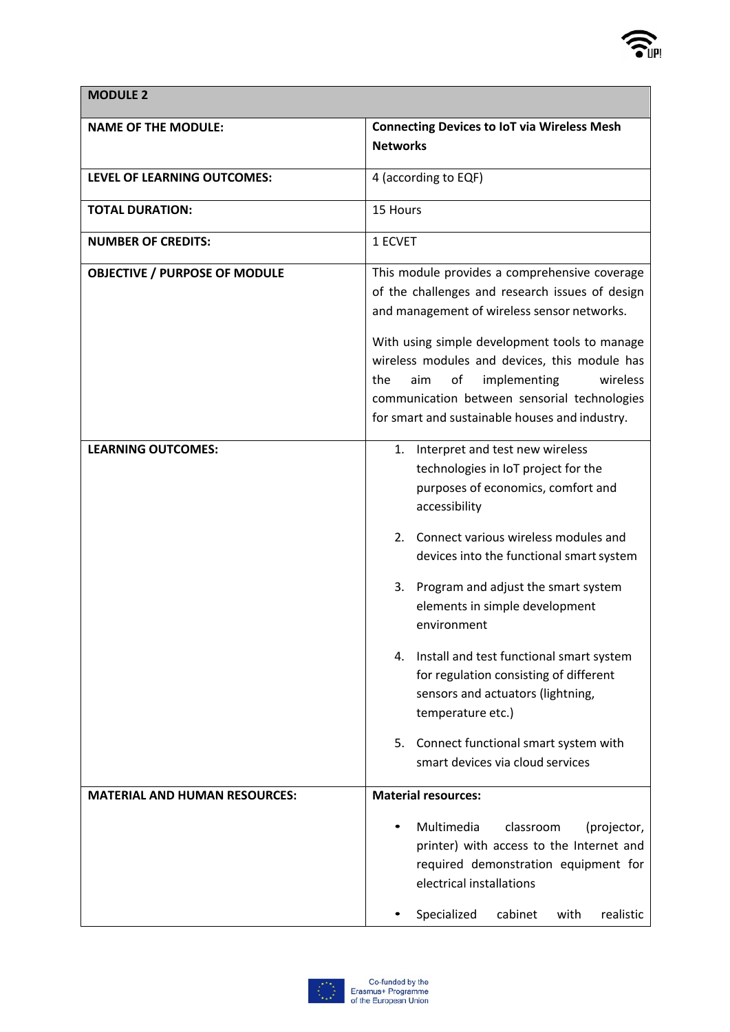| MODULE 2 | |
|---|---|
| **NAME OF THE MODULE:** | **Connecting Devices to IoT via Wireless Mesh Networks** |
| **LEVEL OF LEARNING OUTCOMES:** | 4 (according to EQF) |
| **TOTAL DURATION:** | 15 Hours |
| **NUMBER OF CREDITS:** | 1 ECVET |
| **OBJECTIVE / PURPOSE OF MODULE** | This module provides a comprehensive coverage of the challenges and research issues of design and management of wireless sensor networks.<br><br>With using simple development tools to manage wireless modules and devices, this module has the aim of implementing wireless communication between sensorial technologies for smart and sustainable houses and industry. |
| **LEARNING OUTCOMES:** | 1. Interpret and test new wireless technologies in IoT project for the purposes of economics, comfort and accessibility<br><br>2. Connect various wireless modules and devices into the functional smart system<br><br>3. Program and adjust the smart system elements in simple development environment<br><br>4. Install and test functional smart system for regulation consisting of different sensors and actuators (lightning, temperature etc.)<br><br>5. Connect functional smart system with smart devices via cloud services |
| **MATERIAL AND HUMAN RESOURCES:** | **Material resources:**<br><br>• Multimedia classroom (projector, printer) with access to the Internet and required demonstration equipment for electrical installations<br><br>• Specialized cabinet with realistic |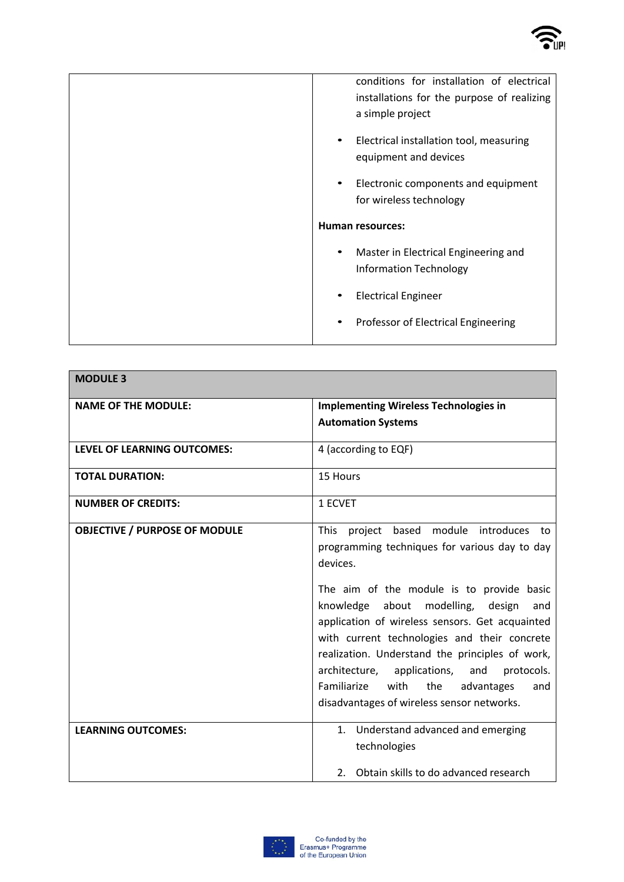| | |
|---|---|
| | conditions for installation of electrical installations for the purpose of realizing a simple project<br>• Electrical installation tool, measuring equipment and devices<br>• Electronic components and equipment for wireless technology<br>**Human resources:**<br>• Master in Electrical Engineering and Information Technology<br>• Electrical Engineer<br>• Professor of Electrical Engineering |

| **MODULE 3** | |
|---|---|
| **NAME OF THE MODULE:** | **Implementing Wireless Technologies in Automation Systems** |
| **LEVEL OF LEARNING OUTCOMES:** | 4 (according to EQF) |
| **TOTAL DURATION:** | 15 Hours |
| **NUMBER OF CREDITS:** | 1 ECVET |
| **OBJECTIVE / PURPOSE OF MODULE** | This project based module introduces to programming techniques for various day to day devices.<br><br>The aim of the module is to provide basic knowledge about modelling, design and application of wireless sensors. Get acquainted with current technologies and their concrete realization. Understand the principles of work, architecture, applications, and protocols. Familiarize with the advantages and disadvantages of wireless sensor networks. |
| **LEARNING OUTCOMES:** | 1. Understand advanced and emerging technologies<br>2. Obtain skills to do advanced research |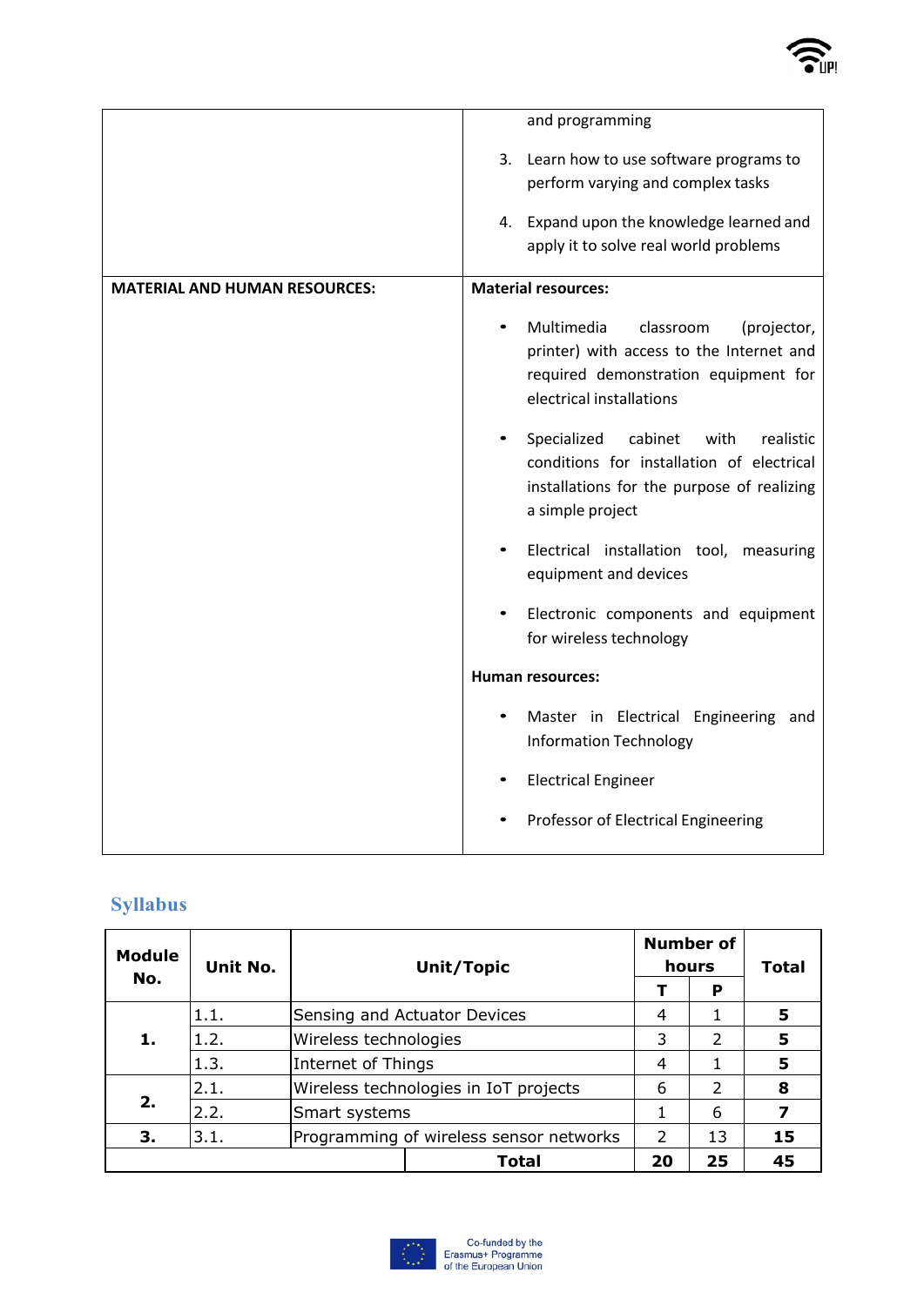| | |
|---|---|
| | and programming<br>3. Learn how to use software programs to perform varying and complex tasks<br>4. Expand upon the knowledge learned and apply it to solve real world problems |
| **MATERIAL AND HUMAN RESOURCES:** | **Material resources:**<br>• Multimedia classroom (projector, printer) with access to the Internet and required demonstration equipment for electrical installations<br>• Specialized cabinet with realistic conditions for installation of electrical installations for the purpose of realizing a simple project<br>• Electrical installation tool, measuring equipment and devices<br>• Electronic components and equipment for wireless technology<br>**Human resources:**<br>• Master in Electrical Engineering and Information Technology<br>• Electrical Engineer<br>• Professor of Electrical Engineering |

## Syllabus

| Module No. | Unit No. | Unit/Topic | Number of hours | | Total |
|---|---|---|---|---|---|
| | | | T | P | |
| 1. | 1.1. | Sensing and Actuator Devices | 4 | 1 | **5** |
| | 1.2. | Wireless technologies | 3 | 2 | **5** |
| | 1.3. | Internet of Things | 4 | 1 | **5** |
| 2. | 2.1. | Wireless technologies in IoT projects | 6 | 2 | **8** |
| | 2.2. | Smart systems | 1 | 6 | **7** |
| 3. | 3.1. | Programming of wireless sensor networks | 2 | 13 | **15** |
| | | **Total** | **20** | **25** | **45** |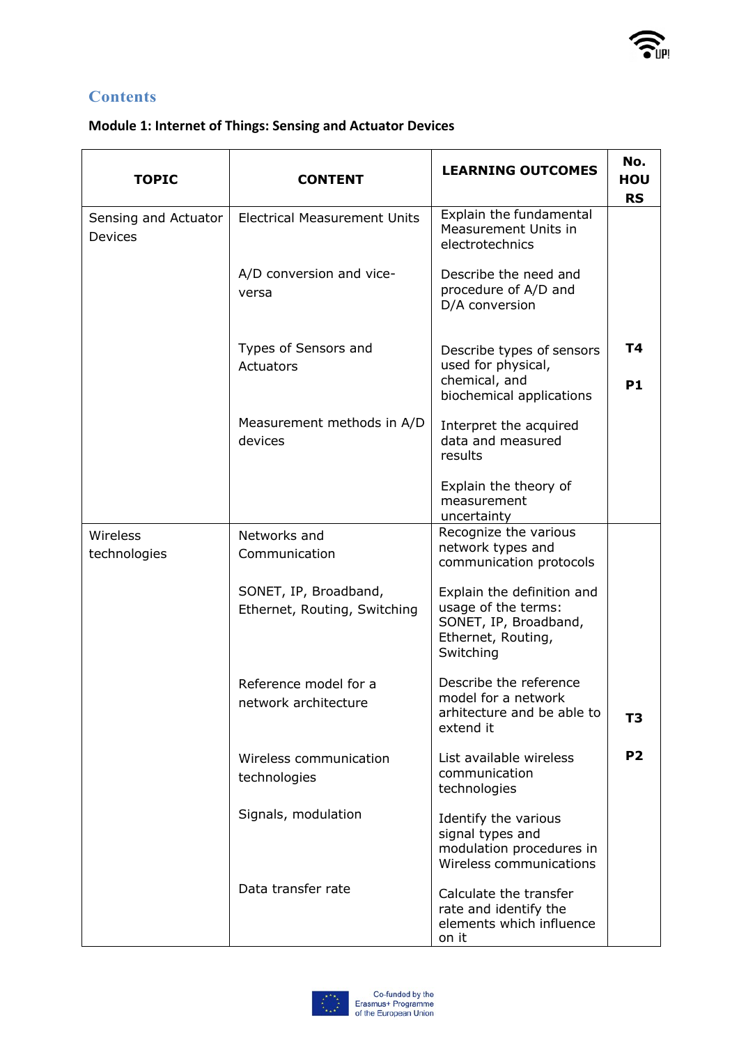## Contents

### Module 1: Internet of Things: Sensing and Actuator Devices

| TOPIC | CONTENT | LEARNING OUTCOMES | No. HOURS |
|---|---|---|---|
| Sensing and Actuator Devices | Electrical Measurement Units | Explain the fundamental Measurement Units in electrotechnics | T4 P1 |
| | A/D conversion and vice-versa | Describe the need and procedure of A/D and D/A conversion | |
| | Types of Sensors and Actuators | Describe types of sensors used for physical, chemical, and biochemical applications | |
| | Measurement methods in A/D devices | Interpret the acquired data and measured results | |
| | | Explain the theory of measurement uncertainty | |
| Wireless technologies | Networks and Communication | Recognize the various network types and communication protocols | T3 P2 |
| | SONET, IP, Broadband, Ethernet, Routing, Switching | Explain the definition and usage of the terms: SONET, IP, Broadband, Ethernet, Routing, Switching | |
| | Reference model for a network architecture | Describe the reference model for a network arhitecture and be able to extend it | |
| | Wireless communication technologies | List available wireless communication technologies | |
| | Signals, modulation | Identify the various signal types and modulation procedures in Wireless communications | |
| | Data transfer rate | Calculate the transfer rate and identify the elements which influence on it | |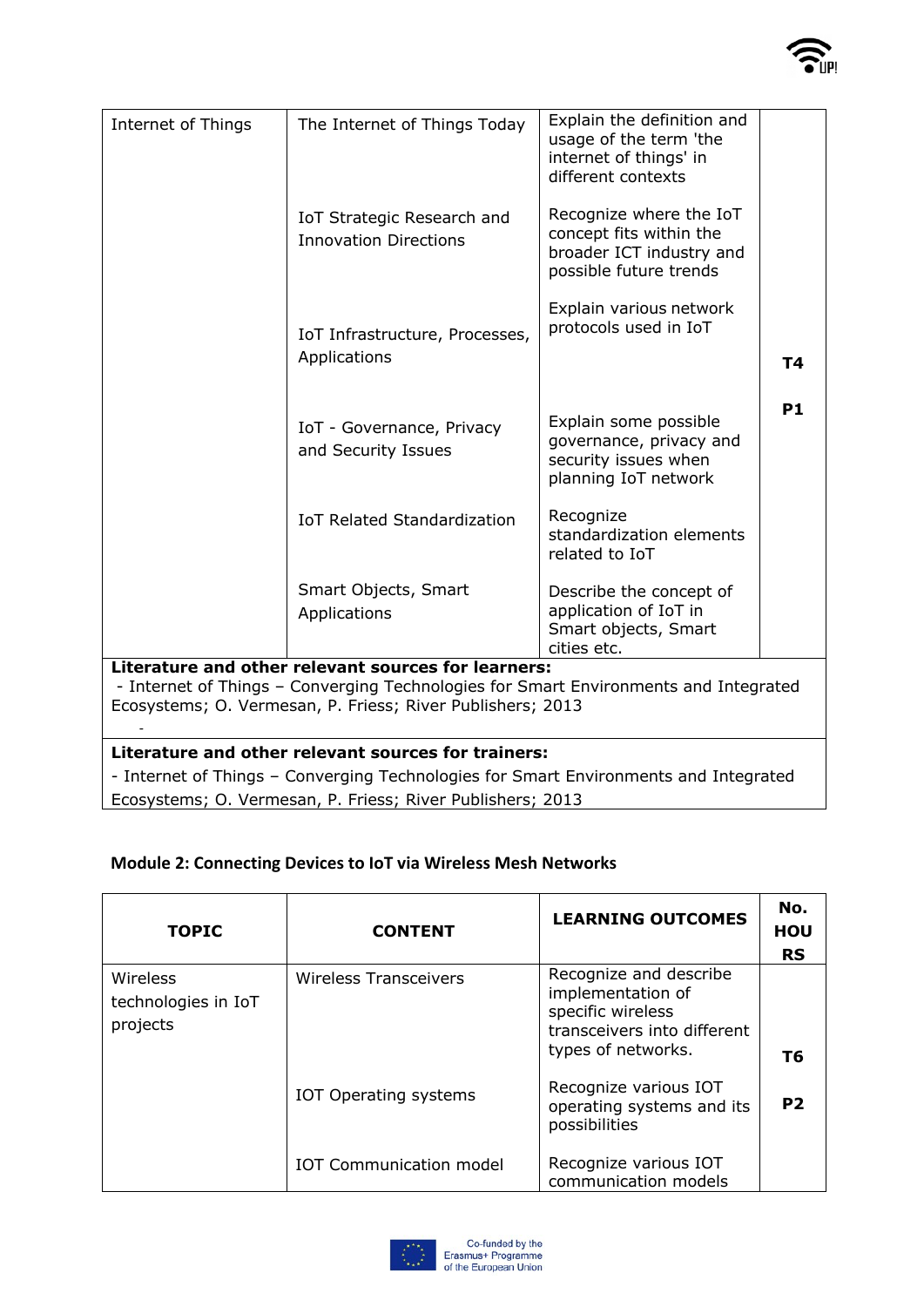| | | | |
|---|---|---|---|
| Internet of Things | The Internet of Things Today<br><br>IoT Strategic Research and Innovation Directions<br><br>IoT Infrastructure, Processes, Applications<br><br>IoT - Governance, Privacy and Security Issues<br><br>IoT Related Standardization<br><br>Smart Objects, Smart Applications | Explain the definition and usage of the term 'the internet of things' in different contexts<br><br>Recognize where the IoT concept fits within the broader ICT industry and possible future trends<br><br>Explain various network protocols used in IoT<br><br>Explain some possible governance, privacy and security issues when planning IoT network<br><br>Recognize standardization elements related to IoT<br><br>Describe the concept of application of IoT in Smart objects, Smart cities etc. | **T4**<br><br>**P1** |
| **Literature and other relevant sources for learners:**<br>- Internet of Things – Converging Technologies for Smart Environments and Integrated Ecosystems; O. Vermesan, P. Friess; River Publishers; 2013<br>- | | | |
| **Literature and other relevant sources for trainers:**<br>- Internet of Things – Converging Technologies for Smart Environments and Integrated Ecosystems; O. Vermesan, P. Friess; River Publishers; 2013 | | | |

### Module 2: Connecting Devices to IoT via Wireless Mesh Networks

| TOPIC | CONTENT | LEARNING OUTCOMES | No. HOURS |
|---|---|---|---|
| Wireless technologies in IoT projects | Wireless Transceivers<br><br>IOT Operating systems<br><br>IOT Communication model | Recognize and describe implementation of specific wireless transceivers into different types of networks.<br><br>Recognize various IOT operating systems and its possibilities<br><br>Recognize various IOT communication models | **T6**<br><br>**P2** |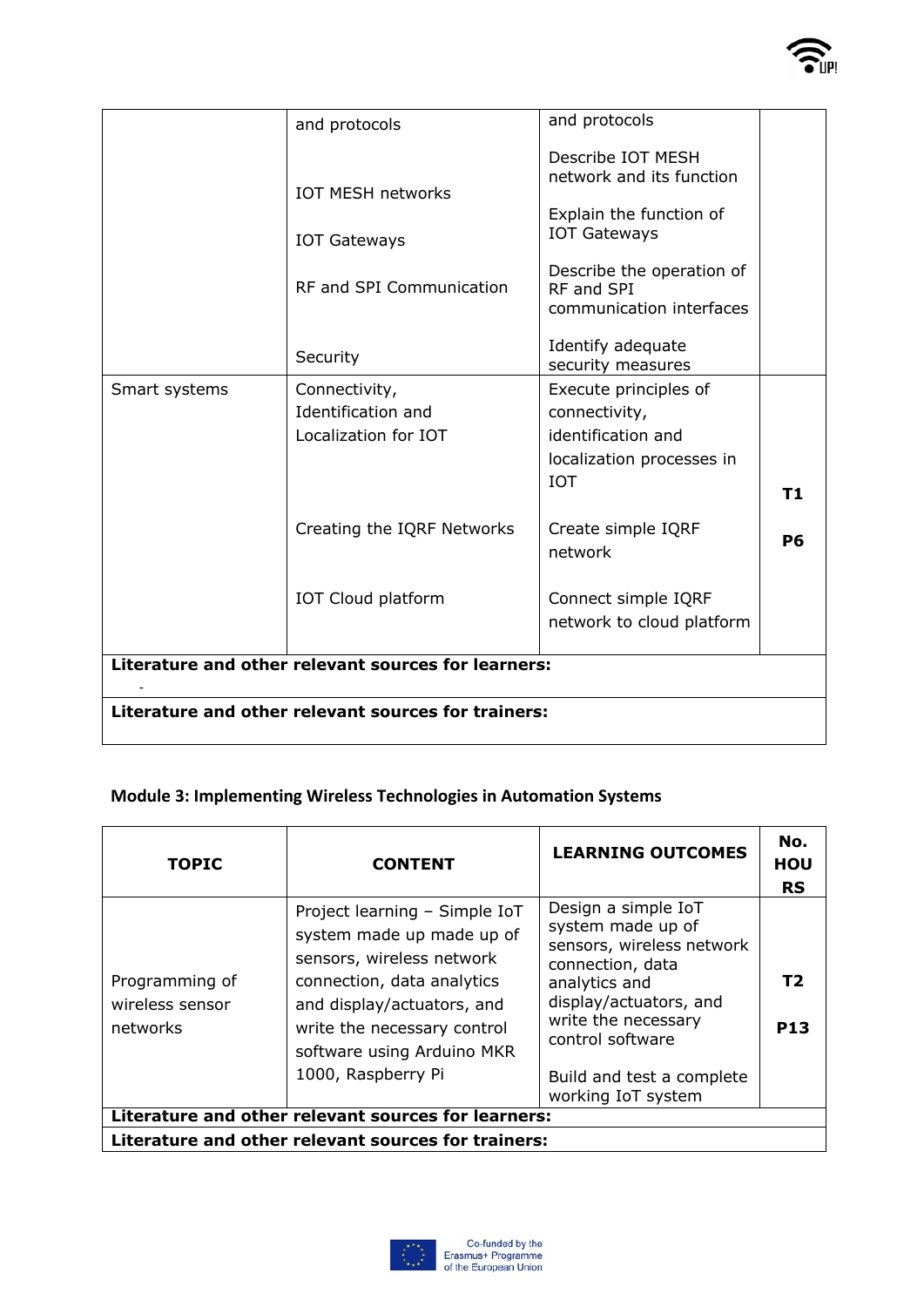| | | | |
|---|---|---|---|
| | and protocols<br><br>IOT MESH networks<br><br>IOT Gateways<br><br>RF and SPI Communication<br><br>Security | and protocols<br><br>Describe IOT MESH network and its function<br><br>Explain the function of IOT Gateways<br><br>Describe the operation of RF and SPI communication interfaces<br><br>Identify adequate security measures | |
| Smart systems | Connectivity, Identification and Localization for IOT<br><br>Creating the IQRF Networks<br><br>IOT Cloud platform | Execute principles of connectivity, identification and localization processes in IOT<br><br>Create simple IQRF network<br><br>Connect simple IQRF network to cloud platform | **T1**<br><br>**P6** |
| **Literature and other relevant sources for learners:**<br>- | | | |
| **Literature and other relevant sources for trainers:** | | | |

**Module 3: Implementing Wireless Technologies in Automation Systems**

| TOPIC | CONTENT | LEARNING OUTCOMES | No. HOURS |
|---|---|---|---|
| Programming of wireless sensor networks | Project learning – Simple IoT system made up made up of sensors, wireless network connection, data analytics and display/actuators, and write the necessary control software using Arduino MKR 1000, Raspberry Pi | Design a simple IoT system made up of sensors, wireless network connection, data analytics and display/actuators, and write the necessary control software<br><br>Build and test a complete working IoT system | **T2**<br><br>**P13** |
| **Literature and other relevant sources for learners:** | | | |
| **Literature and other relevant sources for trainers:** | | | |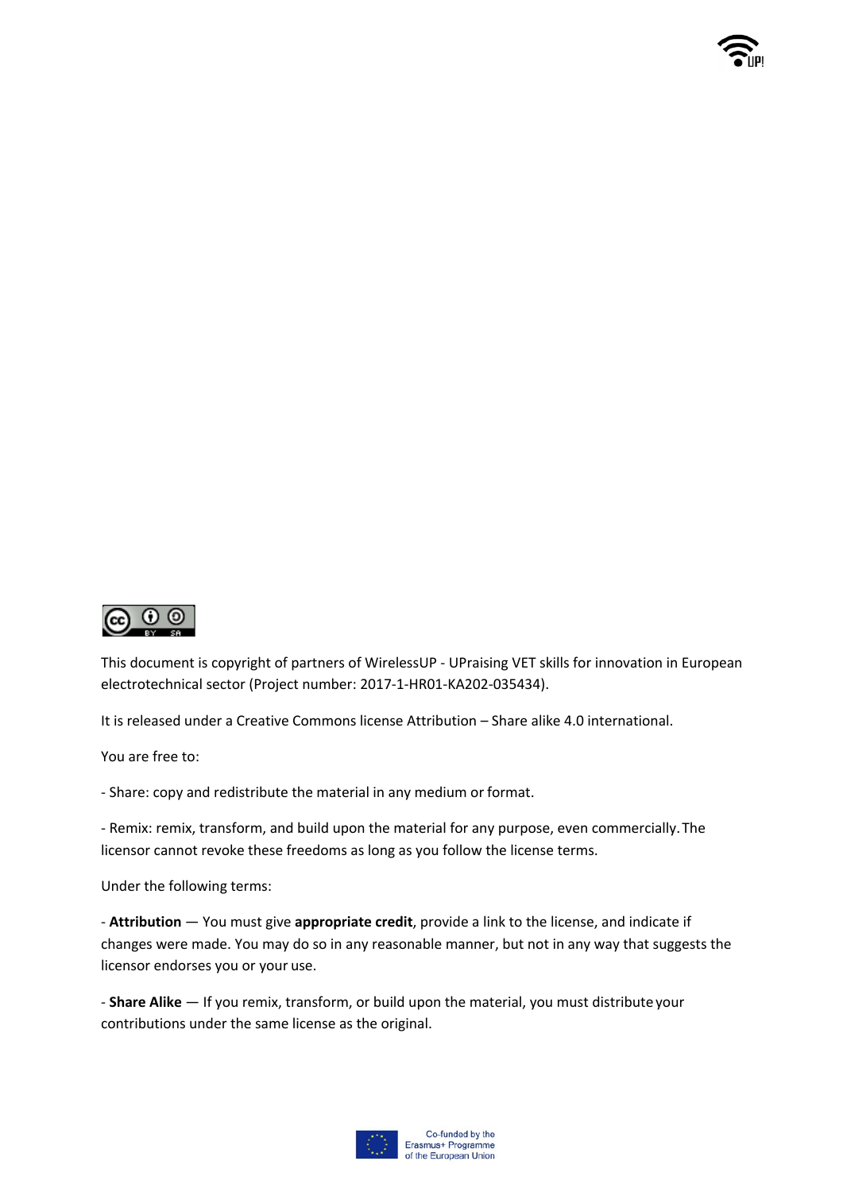This document is copyright of partners of WirelessUP - UPraising VET skills for innovation in European electrotechnical sector (Project number: 2017-1-HR01-KA202-035434).

It is released under a Creative Commons license Attribution – Share alike 4.0 international.

You are free to:

- Share: copy and redistribute the material in any medium or format.

- Remix: remix, transform, and build upon the material for any purpose, even commercially. The licensor cannot revoke these freedoms as long as you follow the license terms.

Under the following terms:

- **Attribution** — You must give **appropriate credit**, provide a link to the license, and indicate if changes were made. You may do so in any reasonable manner, but not in any way that suggests the licensor endorses you or your use.

- **Share Alike** — If you remix, transform, or build upon the material, you must distribute your contributions under the same license as the original.

Co-funded by the Erasmus+ Programme of the European Union